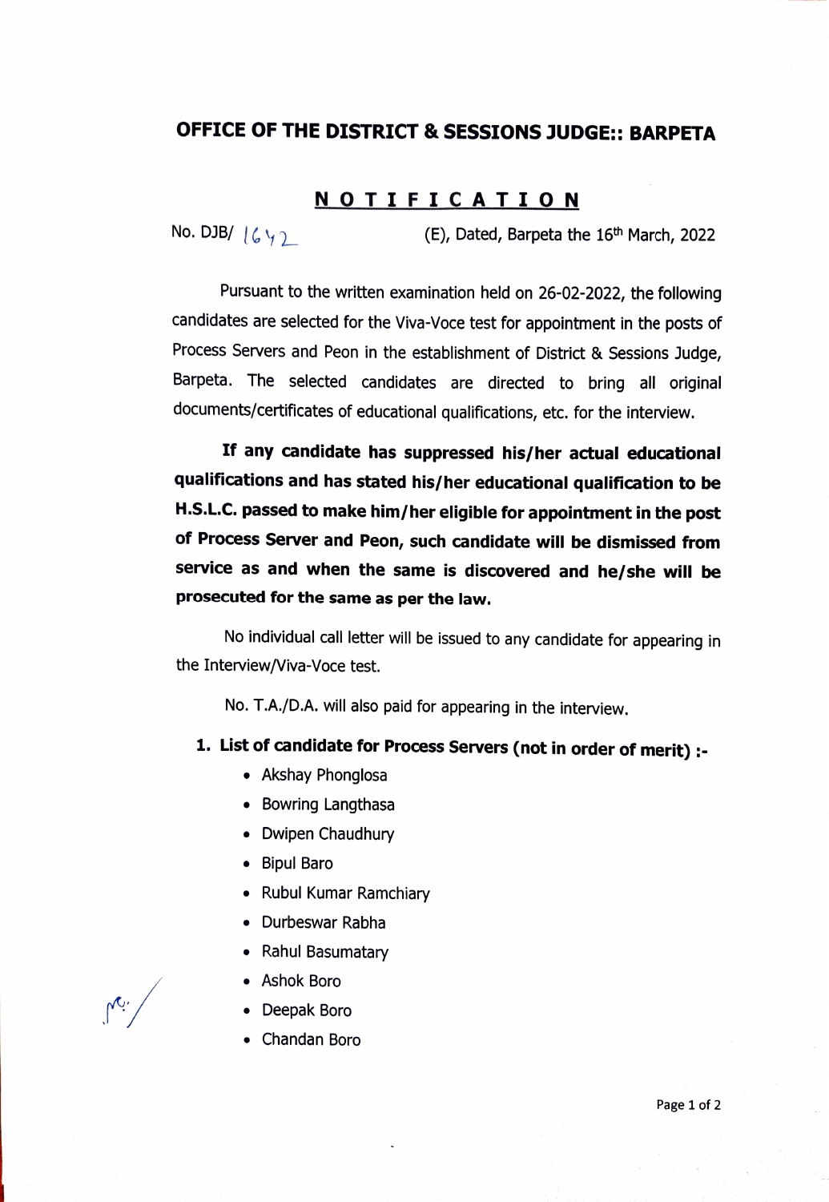# OFFICE OF THE DISTRICT & SESSIONS JUDGE:: BARPETA

## NOTIFICATION

No. DJB/ 1642 (E), Dated, Barpeta the 16th March, 2022

Pursuant to the written examination held on 26-02-2022, the following candidates are selected for the Viva-Voce test for appointment in the posts of Process Servers and Peon in the establishment of District & Sessions Judge, Barpeta. The selected candidates are directed to bring all original documents/certificates of educational qualifications, etc. for the interview.

**If any candidate has suppressed his/her actual educational qualifications and has stated his/her educational qualification to be H.S.L.C. passed to make him/her eligible for appointment in the post of Process Server and Peon, such candidate will be dismissed from service as and when the same is discovered and he/she will be prosecuted for the same as per the law.**

No individual call letter will be issued to any candidate for appearing in the Interview/Viva-Voce test.

No. T.A./D.A. will also paid for appearing in the interview.

1. **List of candidate for Process Servers (not in order of merit) :-**
   - Akshay Phonglosa
   - Bowring Langthasa
   - Dwipen Chaudhury
   - Bipul Baro
   - Rubul Kumar Ramchiary
   - Durbeswar Rabha
   - Rahul Basumatary
   - Ashok Boro
   - Deepak Boro
   - Chandan Boro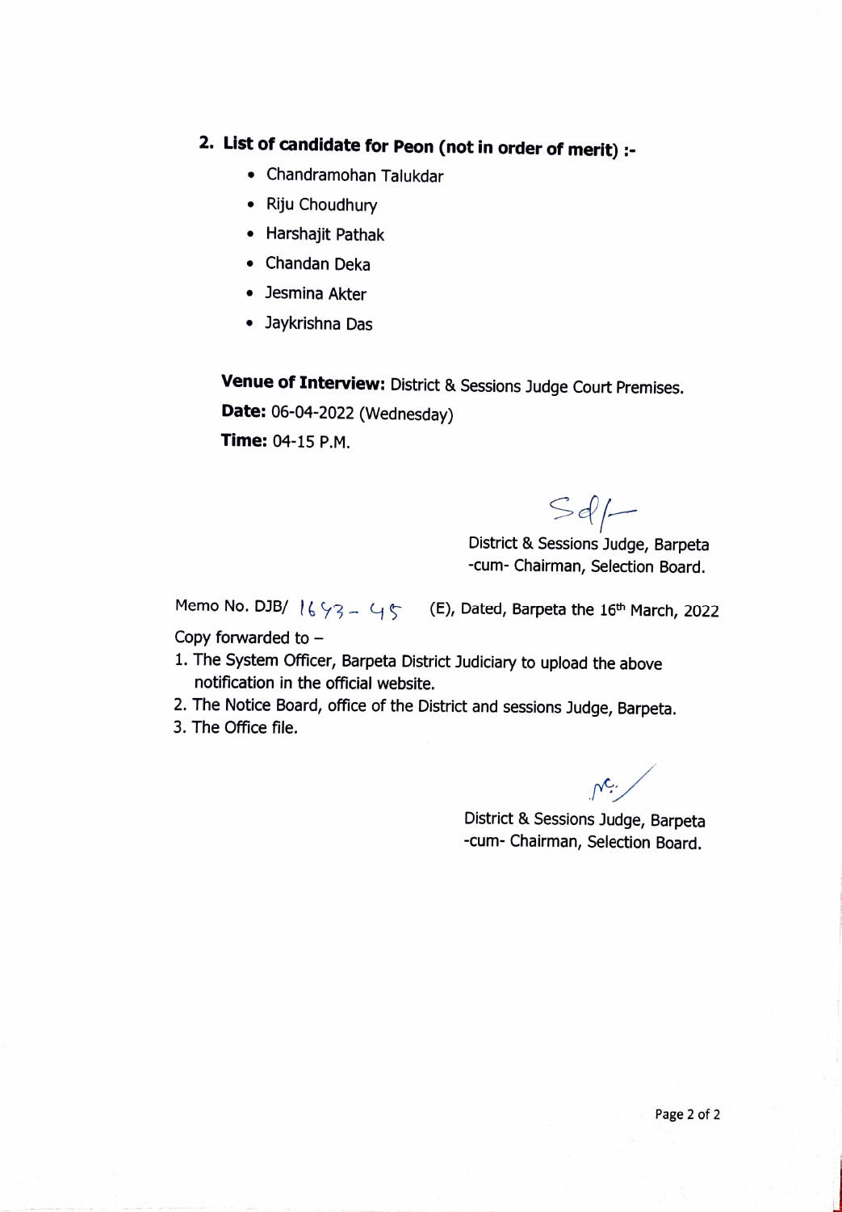## 2. List of candidate for Peon (not in order of merit) :-

- Chandramohan Talukdar
- Riju Choudhury
- Harshajit Pathak
- Chandan Deka
- Jesmina Akter
- Jaykrishna Das

**Venue of Interview:** District & Sessions Judge Court Premises.

**Date:** 06-04-2022 (Wednesday)

**Time:** 04-15 P.M.

Sd/-

District & Sessions Judge, Barpeta
-cum- Chairman, Selection Board.

Memo No. DJB/ 1643 - 45 (E), Dated, Barpeta the 16th March, 2022

Copy forwarded to –

1. The System Officer, Barpeta District Judiciary to upload the above notification in the official website.
2. The Notice Board, office of the District and sessions Judge, Barpeta.
3. The Office file.

District & Sessions Judge, Barpeta
-cum- Chairman, Selection Board.